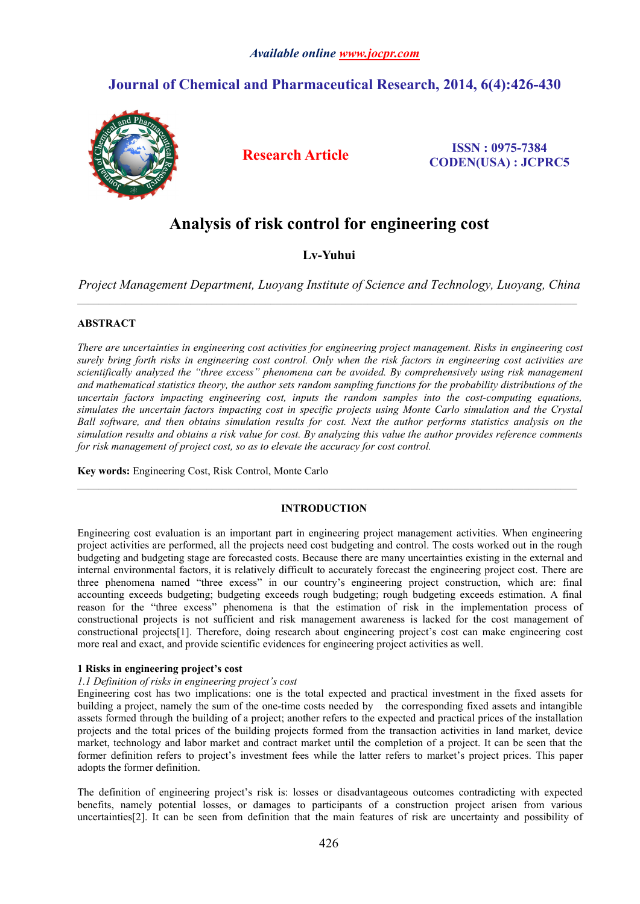Available online www.jocpr.com

# Journal of Chemical and Pharmaceutical Research, 2014, 6(4):426-430

**Research Article**

**ISSN : 0975-7384**
**CODEN(USA) : JCPRC5**

# Analysis of risk control for engineering cost

**Lv-Yuhui**

*Project Management Department, Luoyang Institute of Science and Technology, Luoyang, China*

---

## ABSTRACT

*There are uncertainties in engineering cost activities for engineering project management. Risks in engineering cost surely bring forth risks in engineering cost control. Only when the risk factors in engineering cost activities are scientifically analyzed the "three excess" phenomena can be avoided. By comprehensively using risk management and mathematical statistics theory, the author sets random sampling functions for the probability distributions of the uncertain factors impacting engineering cost, inputs the random samples into the cost-computing equations, simulates the uncertain factors impacting cost in specific projects using Monte Carlo simulation and the Crystal Ball software, and then obtains simulation results for cost. Next the author performs statistics analysis on the simulation results and obtains a risk value for cost. By analyzing this value the author provides reference comments for risk management of project cost, so as to elevate the accuracy for cost control.*

**Key words:** Engineering Cost, Risk Control, Monte Carlo

---

## INTRODUCTION

Engineering cost evaluation is an important part in engineering project management activities. When engineering project activities are performed, all the projects need cost budgeting and control. The costs worked out in the rough budgeting and budgeting stage are forecasted costs. Because there are many uncertainties existing in the external and internal environmental factors, it is relatively difficult to accurately forecast the engineering project cost. There are three phenomena named "three excess" in our country's engineering project construction, which are: final accounting exceeds budgeting; budgeting exceeds rough budgeting; rough budgeting exceeds estimation. A final reason for the "three excess" phenomena is that the estimation of risk in the implementation process of constructional projects is not sufficient and risk management awareness is lacked for the cost management of constructional projects[1]. Therefore, doing research about engineering project's cost can make engineering cost more real and exact, and provide scientific evidences for engineering project activities as well.

### 1 Risks in engineering project's cost

*1.1 Definition of risks in engineering project's cost*

Engineering cost has two implications: one is the total expected and practical investment in the fixed assets for building a project, namely the sum of the one-time costs needed by the corresponding fixed assets and intangible assets formed through the building of a project; another refers to the expected and practical prices of the installation projects and the total prices of the building projects formed from the transaction activities in land market, device market, technology and labor market and contract market until the completion of a project. It can be seen that the former definition refers to project's investment fees while the latter refers to market's project prices. This paper adopts the former definition.

The definition of engineering project's risk is: losses or disadvantageous outcomes contradicting with expected benefits, namely potential losses, or damages to participants of a construction project arisen from various uncertainties[2]. It can be seen from definition that the main features of risk are uncertainty and possibility of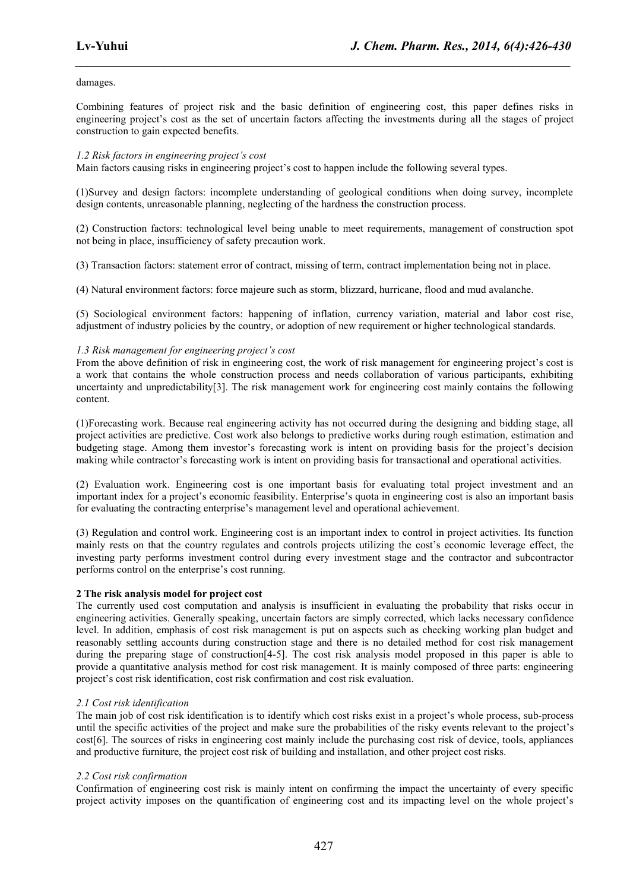damages.

Combining features of project risk and the basic definition of engineering cost, this paper defines risks in engineering project's cost as the set of uncertain factors affecting the investments during all the stages of project construction to gain expected benefits.

### *1.2 Risk factors in engineering project's cost*

Main factors causing risks in engineering project's cost to happen include the following several types.

(1)Survey and design factors: incomplete understanding of geological conditions when doing survey, incomplete design contents, unreasonable planning, neglecting of the hardness the construction process.

(2) Construction factors: technological level being unable to meet requirements, management of construction spot not being in place, insufficiency of safety precaution work.

(3) Transaction factors: statement error of contract, missing of term, contract implementation being not in place.

(4) Natural environment factors: force majeure such as storm, blizzard, hurricane, flood and mud avalanche.

(5) Sociological environment factors: happening of inflation, currency variation, material and labor cost rise, adjustment of industry policies by the country, or adoption of new requirement or higher technological standards.

### *1.3 Risk management for engineering project's cost*

From the above definition of risk in engineering cost, the work of risk management for engineering project's cost is a work that contains the whole construction process and needs collaboration of various participants, exhibiting uncertainty and unpredictability[3]. The risk management work for engineering cost mainly contains the following content.

(1)Forecasting work. Because real engineering activity has not occurred during the designing and bidding stage, all project activities are predictive. Cost work also belongs to predictive works during rough estimation, estimation and budgeting stage. Among them investor's forecasting work is intent on providing basis for the project's decision making while contractor's forecasting work is intent on providing basis for transactional and operational activities.

(2) Evaluation work. Engineering cost is one important basis for evaluating total project investment and an important index for a project's economic feasibility. Enterprise's quota in engineering cost is also an important basis for evaluating the contracting enterprise's management level and operational achievement.

(3) Regulation and control work. Engineering cost is an important index to control in project activities. Its function mainly rests on that the country regulates and controls projects utilizing the cost's economic leverage effect, the investing party performs investment control during every investment stage and the contractor and subcontractor performs control on the enterprise's cost running.

## 2 The risk analysis model for project cost

The currently used cost computation and analysis is insufficient in evaluating the probability that risks occur in engineering activities. Generally speaking, uncertain factors are simply corrected, which lacks necessary confidence level. In addition, emphasis of cost risk management is put on aspects such as checking working plan budget and reasonably settling accounts during construction stage and there is no detailed method for cost risk management during the preparing stage of construction[4-5]. The cost risk analysis model proposed in this paper is able to provide a quantitative analysis method for cost risk management. It is mainly composed of three parts: engineering project's cost risk identification, cost risk confirmation and cost risk evaluation.

### *2.1 Cost risk identification*

The main job of cost risk identification is to identify which cost risks exist in a project's whole process, sub-process until the specific activities of the project and make sure the probabilities of the risky events relevant to the project's cost[6]. The sources of risks in engineering cost mainly include the purchasing cost risk of device, tools, appliances and productive furniture, the project cost risk of building and installation, and other project cost risks.

### *2.2 Cost risk confirmation*

Confirmation of engineering cost risk is mainly intent on confirming the impact the uncertainty of every specific project activity imposes on the quantification of engineering cost and its impacting level on the whole project's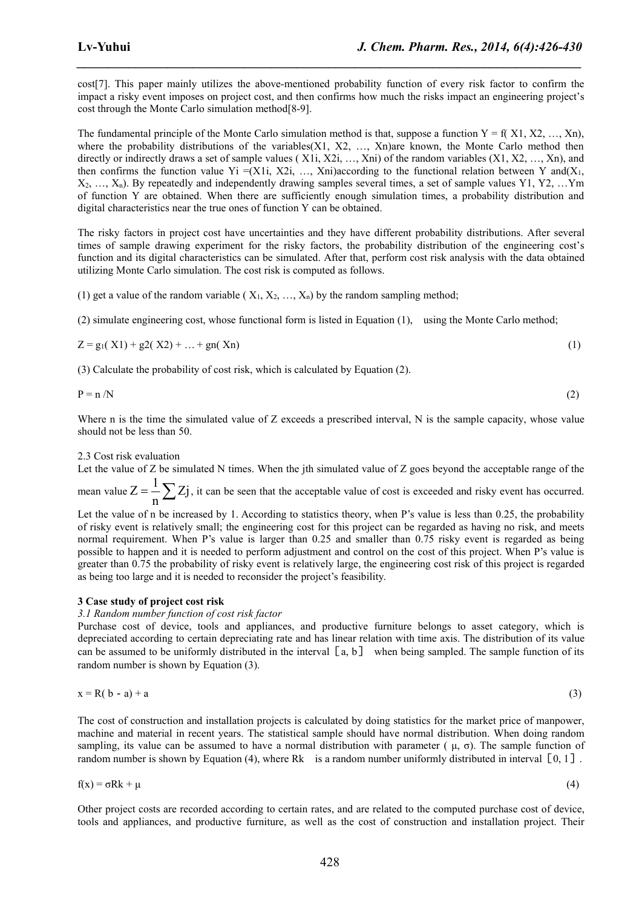cost[7]. This paper mainly utilizes the above-mentioned probability function of every risk factor to confirm the impact a risky event imposes on project cost, and then confirms how much the risks impact an engineering project's cost through the Monte Carlo simulation method[8-9].

The fundamental principle of the Monte Carlo simulation method is that, suppose a function $Y = f(X1, X2, \ldots, Xn)$, where the probability distributions of the variables($X1, X2, \ldots, Xn$)are known, the Monte Carlo method then directly or indirectly draws a set of sample values ( $X1i, X2i, \ldots, Xni$) of the random variables ($X1, X2, \ldots, Xn$), and then confirms the function value $Yi = (X1i, X2i, \ldots, Xni)$according to the functional relation between Y and($X_1, X_2, \ldots, X_n$). By repeatedly and independently drawing samples several times, a set of sample values $Y1, Y2, \ldots Ym$ of function Y are obtained. When there are sufficiently enough simulation times, a probability distribution and digital characteristics near the true ones of function Y can be obtained.

The risky factors in project cost have uncertainties and they have different probability distributions. After several times of sample drawing experiment for the risky factors, the probability distribution of the engineering cost's function and its digital characteristics can be simulated. After that, perform cost risk analysis with the data obtained utilizing Monte Carlo simulation. The cost risk is computed as follows.

(1) get a value of the random variable ( $X_1, X_2, \ldots, X_n$) by the random sampling method;

(2) simulate engineering cost, whose functional form is listed in Equation (1), using the Monte Carlo method;

$$Z = g_1(X1) + g2(X2) + \ldots + gn(Xn) \tag{1}$$

(3) Calculate the probability of cost risk, which is calculated by Equation (2).

$$P = n / N \tag{2}$$

Where n is the time the simulated value of Z exceeds a prescribed interval, N is the sample capacity, whose value should not be less than 50.

2.3 Cost risk evaluation

Let the value of Z be simulated N times. When the jth simulated value of Z goes beyond the acceptable range of the mean value $Z = \frac{1}{n}\sum Zj$, it can be seen that the acceptable value of cost is exceeded and risky event has occurred. Let the value of n be increased by 1. According to statistics theory, when P's value is less than 0.25, the probability of risky event is relatively small; the engineering cost for this project can be regarded as having no risk, and meets normal requirement. When P's value is larger than 0.25 and smaller than 0.75 risky event is regarded as being possible to happen and it is needed to perform adjustment and control on the cost of this project. When P's value is greater than 0.75 the probability of risky event is relatively large, the engineering cost risk of this project is regarded as being too large and it is needed to reconsider the project's feasibility.

**3 Case study of project cost risk**

*3.1 Random number function of cost risk factor*

Purchase cost of device, tools and appliances, and productive furniture belongs to asset category, which is depreciated according to certain depreciating rate and has linear relation with time axis. The distribution of its value can be assumed to be uniformly distributed in the interval ［a, b］ when being sampled. The sample function of its random number is shown by Equation (3).

$$x = R(b - a) + a \tag{3}$$

The cost of construction and installation projects is calculated by doing statistics for the market price of manpower, machine and material in recent years. The statistical sample should have normal distribution. When doing random sampling, its value can be assumed to have a normal distribution with parameter ( $\mu$, $\sigma$). The sample function of random number is shown by Equation (4), where $Rk$ is a random number uniformly distributed in interval ［0, 1］.

$$f(x) = \sigma Rk + \mu \tag{4}$$

Other project costs are recorded according to certain rates, and are related to the computed purchase cost of device, tools and appliances, and productive furniture, as well as the cost of construction and installation project. Their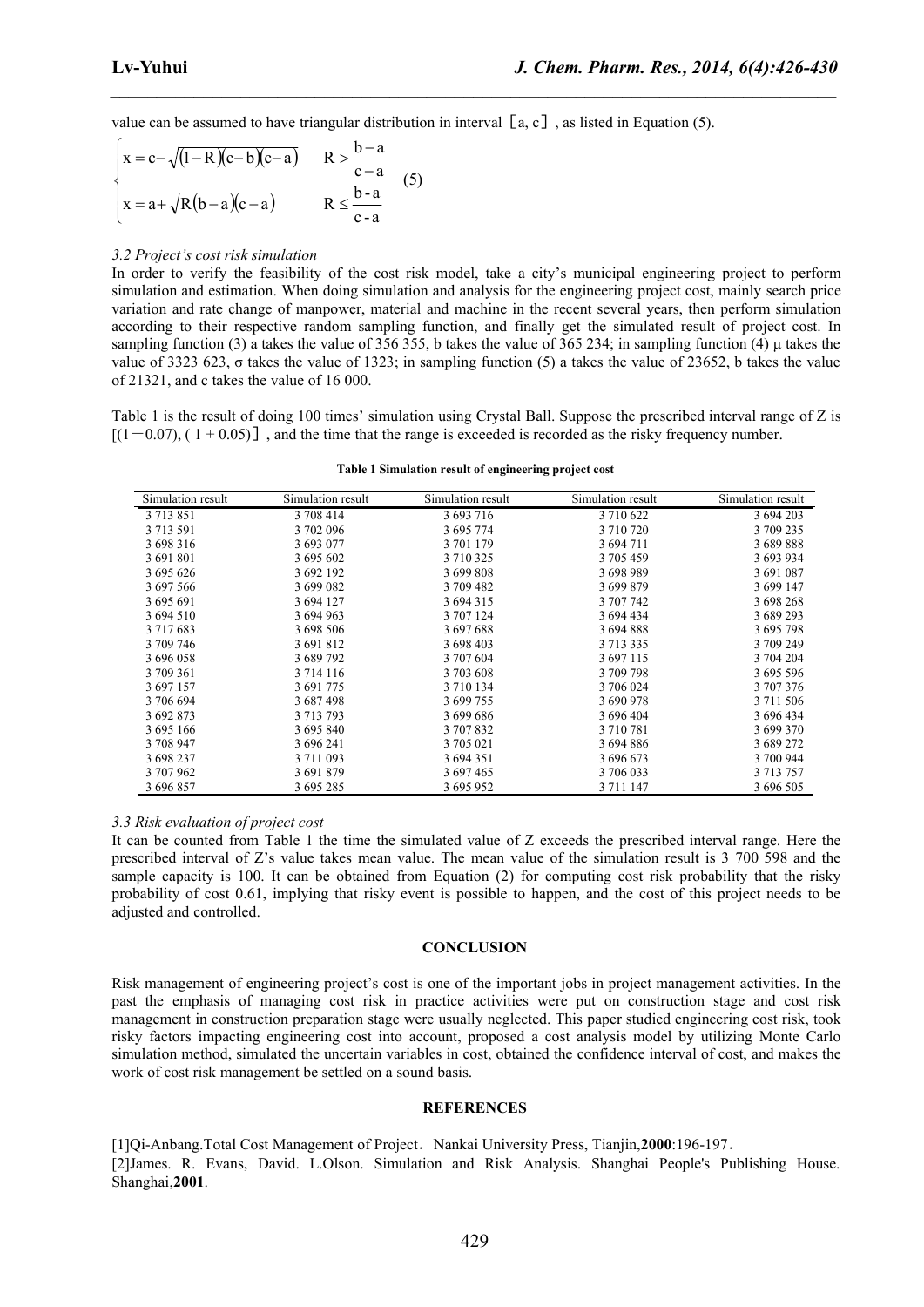value can be assumed to have triangular distribution in interval［a, c］, as listed in Equation (5).

$$\begin{cases} x = c - \sqrt{(1-R)(c-b)(c-a)} & R > \dfrac{b-a}{c-a} \\ x = a + \sqrt{R(b-a)(c-a)} & R \le \dfrac{b-a}{c-a} \end{cases} \quad (5)$$

*3.2 Project's cost risk simulation*

In order to verify the feasibility of the cost risk model, take a city's municipal engineering project to perform simulation and estimation. When doing simulation and analysis for the engineering project cost, mainly search price variation and rate change of manpower, material and machine in the recent several years, then perform simulation according to their respective random sampling function, and finally get the simulated result of project cost. In sampling function (3) a takes the value of 356 355, b takes the value of 365 234; in sampling function (4) μ takes the value of 3323 623, σ takes the value of 1323; in sampling function (5) a takes the value of 23652, b takes the value of 21321, and c takes the value of 16 000.

Table 1 is the result of doing 100 times' simulation using Crystal Ball. Suppose the prescribed interval range of Z is $[(1-0.07), (1+0.05)]$, and the time that the range is exceeded is recorded as the risky frequency number.

**Table 1 Simulation result of engineering project cost**

| Simulation result | Simulation result | Simulation result | Simulation result | Simulation result |
|---|---|---|---|---|
| 3 713 851 | 3 708 414 | 3 693 716 | 3 710 622 | 3 694 203 |
| 3 713 591 | 3 702 096 | 3 695 774 | 3 710 720 | 3 709 235 |
| 3 698 316 | 3 693 077 | 3 701 179 | 3 694 711 | 3 689 888 |
| 3 691 801 | 3 695 602 | 3 710 325 | 3 705 459 | 3 693 934 |
| 3 695 626 | 3 692 192 | 3 699 808 | 3 698 989 | 3 691 087 |
| 3 697 566 | 3 699 082 | 3 709 482 | 3 699 879 | 3 699 147 |
| 3 695 691 | 3 694 127 | 3 694 315 | 3 707 742 | 3 698 268 |
| 3 694 510 | 3 694 963 | 3 707 124 | 3 694 434 | 3 689 293 |
| 3 717 683 | 3 698 506 | 3 697 688 | 3 694 888 | 3 695 798 |
| 3 709 746 | 3 691 812 | 3 698 403 | 3 713 335 | 3 709 249 |
| 3 696 058 | 3 689 792 | 3 707 604 | 3 697 115 | 3 704 204 |
| 3 709 361 | 3 714 116 | 3 703 608 | 3 709 798 | 3 695 596 |
| 3 697 157 | 3 691 775 | 3 710 134 | 3 706 024 | 3 707 376 |
| 3 706 694 | 3 687 498 | 3 699 755 | 3 690 978 | 3 711 506 |
| 3 692 873 | 3 713 793 | 3 699 686 | 3 696 404 | 3 696 434 |
| 3 695 166 | 3 695 840 | 3 707 832 | 3 710 781 | 3 699 370 |
| 3 708 947 | 3 696 241 | 3 705 021 | 3 694 886 | 3 689 272 |
| 3 698 237 | 3 711 093 | 3 694 351 | 3 696 673 | 3 700 944 |
| 3 707 962 | 3 691 879 | 3 697 465 | 3 706 033 | 3 713 757 |
| 3 696 857 | 3 695 285 | 3 695 952 | 3 711 147 | 3 696 505 |

*3.3 Risk evaluation of project cost*

It can be counted from Table 1 the time the simulated value of Z exceeds the prescribed interval range. Here the prescribed interval of Z's value takes mean value. The mean value of the simulation result is 3 700 598 and the sample capacity is 100. It can be obtained from Equation (2) for computing cost risk probability that the risky probability of cost 0.61, implying that risky event is possible to happen, and the cost of this project needs to be adjusted and controlled.

## CONCLUSION

Risk management of engineering project's cost is one of the important jobs in project management activities. In the past the emphasis of managing cost risk in practice activities were put on construction stage and cost risk management in construction preparation stage were usually neglected. This paper studied engineering cost risk, took risky factors impacting engineering cost into account, proposed a cost analysis model by utilizing Monte Carlo simulation method, simulated the uncertain variables in cost, obtained the confidence interval of cost, and makes the work of cost risk management be settled on a sound basis.

## REFERENCES

[1]Qi-Anbang.Total Cost Management of Project. Nankai University Press, Tianjin,**2000**:196-197.

[2]James. R. Evans, David. L.Olson. Simulation and Risk Analysis. Shanghai People's Publishing House. Shanghai,**2001**.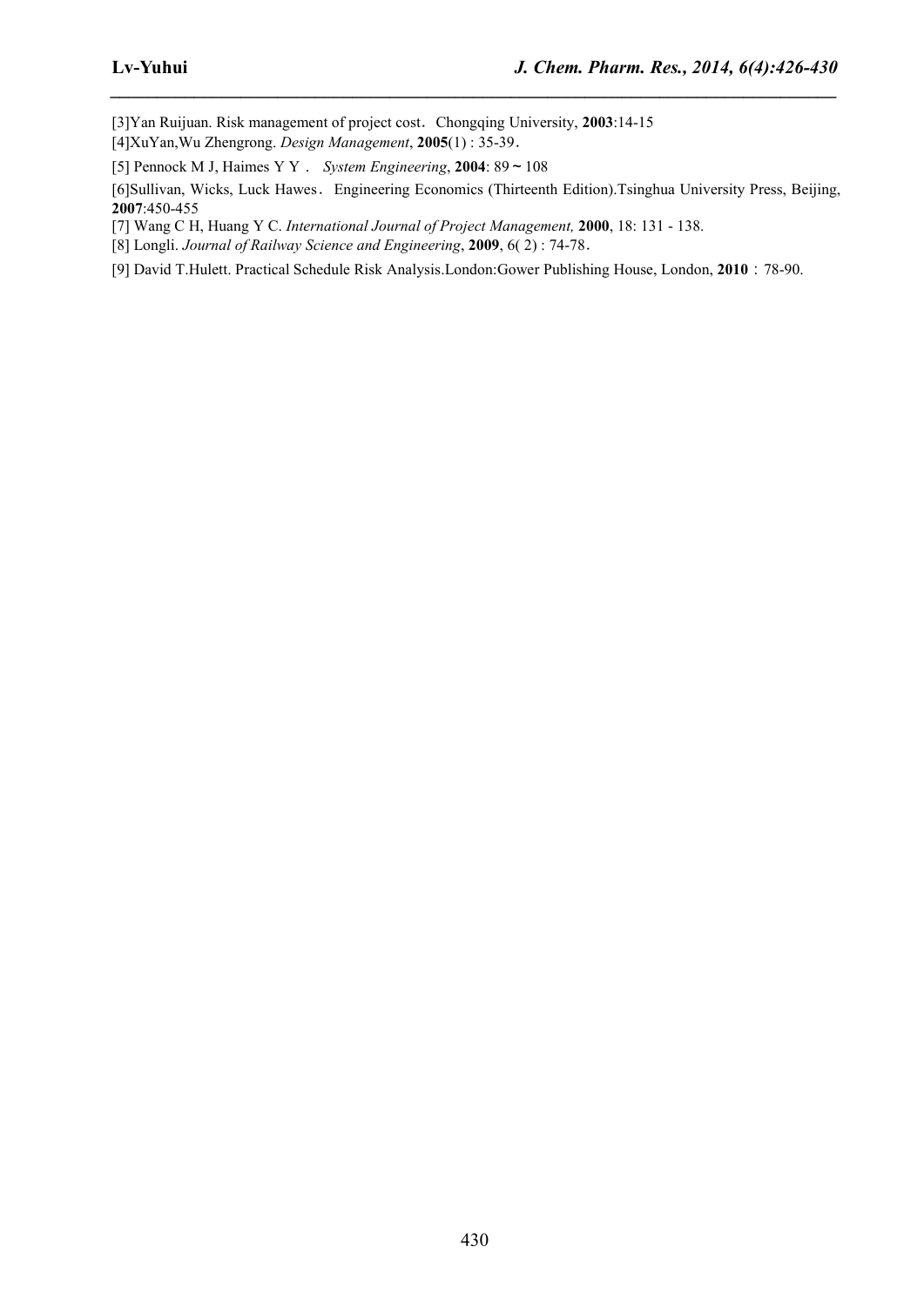[3]Yan Ruijuan. Risk management of project cost．Chongqing University, **2003**:14-15

[4]XuYan,Wu Zhengrong. *Design Management*, **2005**(1) : 35-39．

[5] Pennock M J, Haimes Y Y． *System Engineering*, **2004**: 89～108

[6]Sullivan, Wicks, Luck Hawes．Engineering Economics (Thirteenth Edition).Tsinghua University Press, Beijing, **2007**:450-455

[7] Wang C H, Huang Y C. *International Journal of Project Management,* **2000**, 18: 131 - 138.

[8] Longli. *Journal of Railway Science and Engineering*, **2009**, 6( 2) : 74-78．

[9] David T.Hulett. Practical Schedule Risk Analysis.London:Gower Publishing House, London, **2010**：78-90.